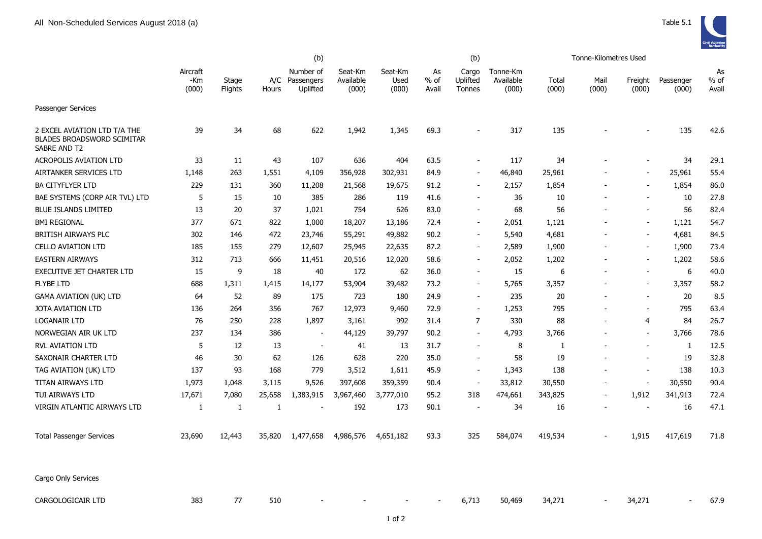All Non-Scheduled Services August 2018 (a)

Table 5.1

| | Aircraft -Km (000) | Stage Flights | A/C Hours | (b) Number of Passengers Uplifted | Seat-Km Available (000) | Seat-Km Used (000) | As % of Avail | (b) Cargo Uplifted Tonnes | Tonne-Km Available (000) | Tonne-Kilometres Used Total (000) | Mail (000) | Freight (000) | Passenger (000) | As % of Avail |
|---|---|---|---|---|---|---|---|---|---|---|---|---|---|---|
| Passenger Services | | | | | | | | | | | | | | |
| 2 EXCEL AVIATION LTD T/A THE BLADES BROADSWORD SCIMITAR SABRE AND T2 | 39 | 34 | 68 | 622 | 1,942 | 1,345 | 69.3 | - | 317 | 135 | - | - | 135 | 42.6 |
| ACROPOLIS AVIATION LTD | 33 | 11 | 43 | 107 | 636 | 404 | 63.5 | - | 117 | 34 | - | - | 34 | 29.1 |
| AIRTANKER SERVICES LTD | 1,148 | 263 | 1,551 | 4,109 | 356,928 | 302,931 | 84.9 | - | 46,840 | 25,961 | - | - | 25,961 | 55.4 |
| BA CITYFLYER LTD | 229 | 131 | 360 | 11,208 | 21,568 | 19,675 | 91.2 | - | 2,157 | 1,854 | - | - | 1,854 | 86.0 |
| BAE SYSTEMS (CORP AIR TVL) LTD | 5 | 15 | 10 | 385 | 286 | 119 | 41.6 | - | 36 | 10 | - | - | 10 | 27.8 |
| BLUE ISLANDS LIMITED | 13 | 20 | 37 | 1,021 | 754 | 626 | 83.0 | - | 68 | 56 | - | - | 56 | 82.4 |
| BMI REGIONAL | 377 | 671 | 822 | 1,000 | 18,207 | 13,186 | 72.4 | - | 2,051 | 1,121 | - | - | 1,121 | 54.7 |
| BRITISH AIRWAYS PLC | 302 | 146 | 472 | 23,746 | 55,291 | 49,882 | 90.2 | - | 5,540 | 4,681 | - | - | 4,681 | 84.5 |
| CELLO AVIATION LTD | 185 | 155 | 279 | 12,607 | 25,945 | 22,635 | 87.2 | - | 2,589 | 1,900 | - | - | 1,900 | 73.4 |
| EASTERN AIRWAYS | 312 | 713 | 666 | 11,451 | 20,516 | 12,020 | 58.6 | - | 2,052 | 1,202 | - | - | 1,202 | 58.6 |
| EXECUTIVE JET CHARTER LTD | 15 | 9 | 18 | 40 | 172 | 62 | 36.0 | - | 15 | 6 | - | - | 6 | 40.0 |
| FLYBE LTD | 688 | 1,311 | 1,415 | 14,177 | 53,904 | 39,482 | 73.2 | - | 5,765 | 3,357 | - | - | 3,357 | 58.2 |
| GAMA AVIATION (UK) LTD | 64 | 52 | 89 | 175 | 723 | 180 | 24.9 | - | 235 | 20 | - | - | 20 | 8.5 |
| JOTA AVIATION LTD | 136 | 264 | 356 | 767 | 12,973 | 9,460 | 72.9 | - | 1,253 | 795 | - | - | 795 | 63.4 |
| LOGANAIR LTD | 76 | 250 | 228 | 1,897 | 3,161 | 992 | 31.4 | 7 | 330 | 88 | - | 4 | 84 | 26.7 |
| NORWEGIAN AIR UK LTD | 237 | 134 | 386 | - | 44,129 | 39,797 | 90.2 | - | 4,793 | 3,766 | - | - | 3,766 | 78.6 |
| RVL AVIATION LTD | 5 | 12 | 13 | - | 41 | 13 | 31.7 | - | 8 | 1 | - | - | 1 | 12.5 |
| SAXONAIR CHARTER LTD | 46 | 30 | 62 | 126 | 628 | 220 | 35.0 | - | 58 | 19 | - | - | 19 | 32.8 |
| TAG AVIATION (UK) LTD | 137 | 93 | 168 | 779 | 3,512 | 1,611 | 45.9 | - | 1,343 | 138 | - | - | 138 | 10.3 |
| TITAN AIRWAYS LTD | 1,973 | 1,048 | 3,115 | 9,526 | 397,608 | 359,359 | 90.4 | - | 33,812 | 30,550 | - | - | 30,550 | 90.4 |
| TUI AIRWAYS LTD | 17,671 | 7,080 | 25,658 | 1,383,915 | 3,967,460 | 3,777,010 | 95.2 | 318 | 474,661 | 343,825 | - | 1,912 | 341,913 | 72.4 |
| VIRGIN ATLANTIC AIRWAYS LTD | 1 | 1 | 1 | - | 192 | 173 | 90.1 | - | 34 | 16 | - | - | 16 | 47.1 |
| Total Passenger Services | 23,690 | 12,443 | 35,820 | 1,477,658 | 4,986,576 | 4,651,182 | 93.3 | 325 | 584,074 | 419,534 | - | 1,915 | 417,619 | 71.8 |
| Cargo Only Services | | | | | | | | | | | | | | |
| CARGOLOGICAIR LTD | 383 | 77 | 510 | - | - | - | - | 6,713 | 50,469 | 34,271 | - | 34,271 | - | 67.9 |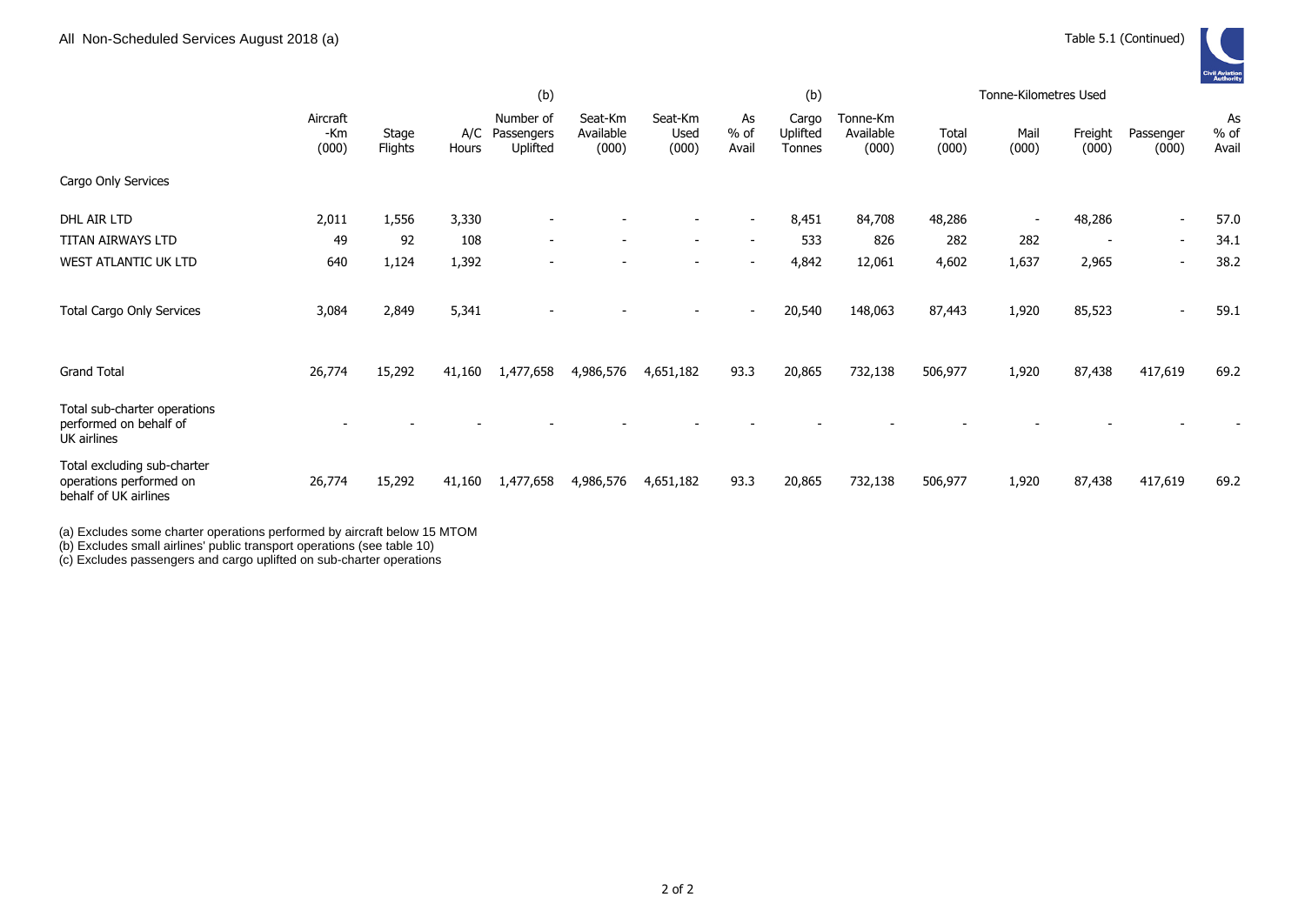All Non-Scheduled Services August 2018 (a)

Table 5.1 (Continued)

| | Aircraft -Km (000) | Stage Flights | A/C Hours | (b) Number of Passengers Uplifted | Seat-Km Available (000) | Seat-Km Used (000) | As % of Avail | (b) Cargo Uplifted Tonnes | Tonne-Km Available (000) | Tonne-Kilometres Used Total (000) | Mail (000) | Freight (000) | Passenger (000) | As % of Avail |
|---|---|---|---|---|---|---|---|---|---|---|---|---|---|---|
| Cargo Only Services | | | | | | | | | | | | | | |
| DHL AIR LTD | 2,011 | 1,556 | 3,330 | - | - | - | - | 8,451 | 84,708 | 48,286 | - | 48,286 | - | 57.0 |
| TITAN AIRWAYS LTD | 49 | 92 | 108 | - | - | - | - | 533 | 826 | 282 | 282 | - | - | 34.1 |
| WEST ATLANTIC UK LTD | 640 | 1,124 | 1,392 | - | - | - | - | 4,842 | 12,061 | 4,602 | 1,637 | 2,965 | - | 38.2 |
| Total Cargo Only Services | 3,084 | 2,849 | 5,341 | - | - | - | - | 20,540 | 148,063 | 87,443 | 1,920 | 85,523 | - | 59.1 |
| Grand Total | 26,774 | 15,292 | 41,160 | 1,477,658 | 4,986,576 | 4,651,182 | 93.3 | 20,865 | 732,138 | 506,977 | 1,920 | 87,438 | 417,619 | 69.2 |
| Total sub-charter operations performed on behalf of UK airlines | - | - | - | - | - | - | - | - | - | - | - | - | - | - |
| Total excluding sub-charter operations performed on behalf of UK airlines | 26,774 | 15,292 | 41,160 | 1,477,658 | 4,986,576 | 4,651,182 | 93.3 | 20,865 | 732,138 | 506,977 | 1,920 | 87,438 | 417,619 | 69.2 |

(a) Excludes some charter operations performed by aircraft below 15 MTOM
(b) Excludes small airlines' public transport operations (see table 10)
(c) Excludes passengers and cargo uplifted on sub-charter operations